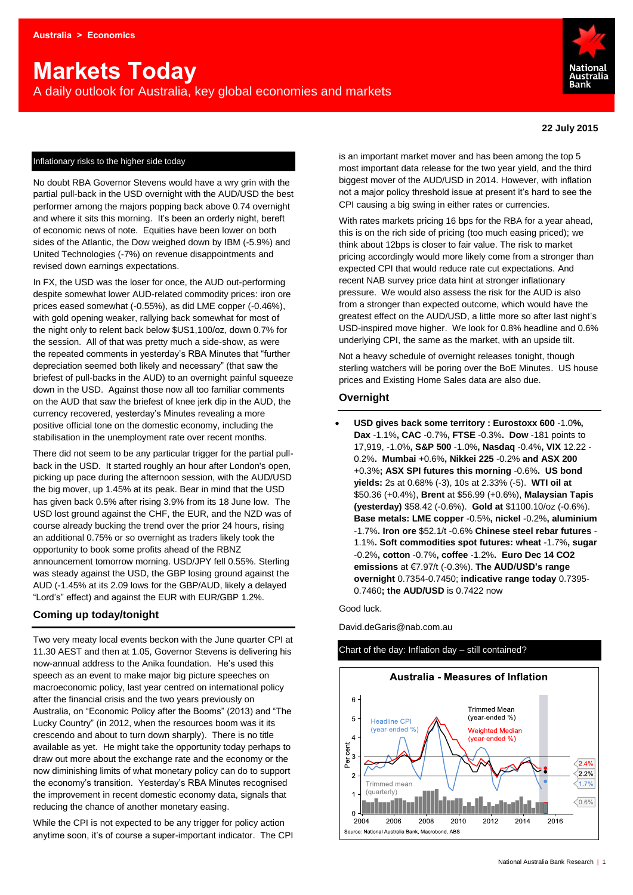Australia > Economics

# Markets Today

A daily outlook for Australia, key global economies and markets

**22 July 2015**

## Inflationary risks to the higher side today

No doubt RBA Governor Stevens would have a wry grin with the partial pull-back in the USD overnight with the AUD/USD the best performer among the majors popping back above 0.74 overnight and where it sits this morning. It's been an orderly night, bereft of economic news of note. Equities have been lower on both sides of the Atlantic, the Dow weighed down by IBM (-5.9%) and United Technologies (-7%) on revenue disappointments and revised down earnings expectations.

In FX, the USD was the loser for once, the AUD out-performing despite somewhat lower AUD-related commodity prices: iron ore prices eased somewhat (-0.55%), as did LME copper (-0.46%), with gold opening weaker, rallying back somewhat for most of the night only to relent back below $US1,100/oz, down 0.7% for the session. All of that was pretty much a side-show, as were the repeated comments in yesterday's RBA Minutes that "further depreciation seemed both likely and necessary" (that saw the briefest of pull-backs in the AUD) to an overnight painful squeeze down in the USD. Against those now all too familiar comments on the AUD that saw the briefest of knee jerk dip in the AUD, the currency recovered, yesterday's Minutes revealing a more positive official tone on the domestic economy, including the stabilisation in the unemployment rate over recent months.

There did not seem to be any particular trigger for the partial pull-back in the USD. It started roughly an hour after London's open, picking up pace during the afternoon session, with the AUD/USD the big mover, up 1.45% at its peak. Bear in mind that the USD has given back 0.5% after rising 3.9% from its 18 June low. The USD lost ground against the CHF, the EUR, and the NZD was of course already bucking the trend over the prior 24 hours, rising an additional 0.75% or so overnight as traders likely took the opportunity to book some profits ahead of the RBNZ announcement tomorrow morning. USD/JPY fell 0.55%. Sterling was steady against the USD, the GBP losing ground against the AUD (-1.45% at its 2.09 lows for the GBP/AUD, likely a delayed "Lord's" effect) and against the EUR with EUR/GBP 1.2%.

## Coming up today/tonight

Two very meaty local events beckon with the June quarter CPI at 11.30 AEST and then at 1.05, Governor Stevens is delivering his now-annual address to the Anika foundation. He's used this speech as an event to make major big picture speeches on macroeconomic policy, last year centred on international policy after the financial crisis and the two years previously on Australia, on "Economic Policy after the Booms" (2013) and "The Lucky Country" (in 2012, when the resources boom was it its crescendo and about to turn down sharply). There is no title available as yet. He might take the opportunity today perhaps to draw out more about the exchange rate and the economy or the now diminishing limits of what monetary policy can do to support the economy's transition. Yesterday's RBA Minutes recognised the improvement in recent domestic economy data, signals that reducing the chance of another monetary easing.

While the CPI is not expected to be any trigger for policy action anytime soon, it's of course a super-important indicator. The CPI is an important market mover and has been among the top 5 most important data release for the two year yield, and the third biggest mover of the AUD/USD in 2014. However, with inflation not a major policy threshold issue at present it's hard to see the CPI causing a big swing in either rates or currencies.

With rates markets pricing 16 bps for the RBA for a year ahead, this is on the rich side of pricing (too much easing priced); we think about 12bps is closer to fair value. The risk to market pricing accordingly would more likely come from a stronger than expected CPI that would reduce rate cut expectations. And recent NAB survey price data hint at stronger inflationary pressure. We would also assess the risk for the AUD is also from a stronger than expected outcome, which would have the greatest effect on the AUD/USD, a little more so after last night's USD-inspired move higher. We look for 0.8% headline and 0.6% underlying CPI, the same as the market, with an upside tilt.

Not a heavy schedule of overnight releases tonight, though sterling watchers will be poring over the BoE Minutes. US house prices and Existing Home Sales data are also due.

## Overnight

- **USD gives back some territory : Eurostoxx 600** -1.0**%, Dax** -1.1%, **CAC** -0.7%**, FTSE** -0.3%**. Dow** -181 points to 17,919, -1.0%**, S&P 500** -1.0%**, Nasdaq** -0.4%**, VIX** 12.22 -0.2%**. Mumbai** +0.6%**, Nikkei 225** -0.2% **and ASX 200** +0.3%**; ASX SPI futures this morning** -0.6%**. US bond yields:** 2s at 0.68% (-3), 10s at 2.33% (-5). **WTI oil at** $50.36 (+0.4%), **Brent** at $56.99 (+0.6%), **Malaysian Tapis (yesterday)** $58.42 (-0.6%). **Gold at** $1100.10/oz (-0.6%). **Base metals: LME copper** -0.5%**, nickel** -0.2%**, aluminium** -1.7%. **Iron ore** $52.1/t -0.6% **Chinese steel rebar futures** -1.1%. **Soft commodities spot futures: wheat** -1.7%**, sugar** -0.2%**, cotton** -0.7%**, coffee** -1.2%**. Euro Dec 14 CO2 emissions** at €7.97/t (-0.3%). **The AUD/USD's range overnight** 0.7354-0.7450; **indicative range today** 0.7395-0.7460**; the AUD/USD** is 0.7422 now

Good luck.

David.deGaris@nab.com.au

**Chart of the day: Inflation day – still contained?**

Australia - Measures of Inflation

Source: National Australia Bank, Macrobond, ABS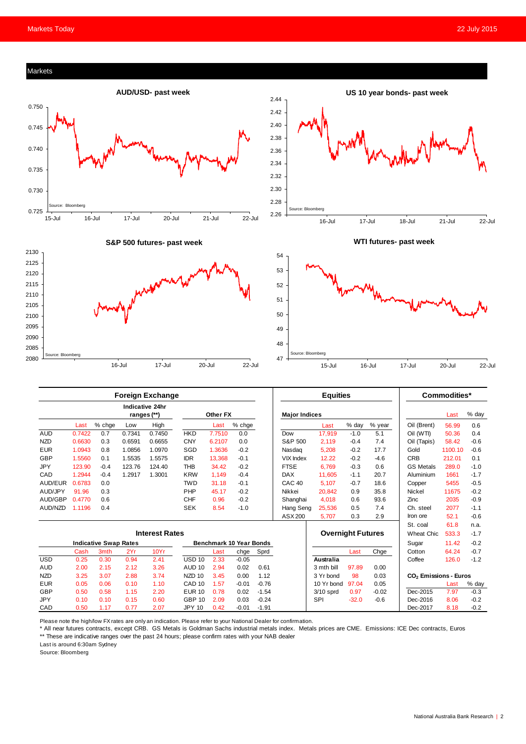## Markets

**AUD/USD- past week**

**US 10 year bonds- past week**

**S&P 500 futures- past week**

**WTI futures- past week**

Source: Bloomberg

### Foreign Exchange

| | Last | % chge | Low | High | | Last | % chge |
|---|---|---|---|---|---|---|---|
| | | | Indicative 24hr ranges (**) | | Other FX | | |
| AUD | 0.7422 | 0.7 | 0.7341 | 0.7450 | HKD | 7.7510 | 0.0 |
| NZD | 0.6630 | 0.3 | 0.6591 | 0.6655 | CNY | 6.2107 | 0.0 |
| EUR | 1.0943 | 0.8 | 1.0856 | 1.0970 | SGD | 1.3636 | -0.2 |
| GBP | 1.5560 | 0.1 | 1.5535 | 1.5575 | IDR | 13,368 | -0.1 |
| JPY | 123.90 | -0.4 | 123.76 | 124.40 | THB | 34.42 | -0.2 |
| CAD | 1.2944 | -0.4 | 1.2917 | 1.3001 | KRW | 1,149 | -0.4 |
| AUD/EUR | 0.6783 | 0.0 | | | TWD | 31.18 | -0.1 |
| AUD/JPY | 91.96 | 0.3 | | | PHP | 45.17 | -0.2 |
| AUD/GBP | 0.4770 | 0.6 | | | CHF | 0.96 | -0.2 |
| AUD/NZD | 1.1196 | 0.4 | | | SEK | 8.54 | -1.0 |

### Equities

| Major Indices | Last | % day | % year |
|---|---|---|---|
| Dow | 17,919 | -1.0 | 5.1 |
| S&P 500 | 2,119 | -0.4 | 7.4 |
| Nasdaq | 5,208 | -0.2 | 17.7 |
| VIX Index | 12.22 | -0.2 | -4.6 |
| FTSE | 6,769 | -0.3 | 0.6 |
| DAX | 11,605 | -1.1 | 20.7 |
| CAC 40 | 5,107 | -0.7 | 18.6 |
| Nikkei | 20,842 | 0.9 | 35.8 |
| Shanghai | 4,018 | 0.6 | 93.6 |
| Hang Seng | 25,536 | 0.5 | 7.4 |
| ASX 200 | 5,707 | 0.3 | 2.9 |

### Commodities*

| | Last | % day |
|---|---|---|
| Oil (Brent) | 56.99 | 0.6 |
| Oil (WTI) | 50.36 | 0.4 |
| Oil (Tapis) | 58.42 | -0.6 |
| Gold | 1100.10 | -0.6 |
| CRB | 212.01 | 0.1 |
| GS Metals | 289.0 | -1.0 |
| Aluminium | 1661 | -1.7 |
| Copper | 5455 | -0.5 |
| Nickel | 11675 | -0.2 |
| Zinc | 2035 | -0.9 |
| Ch. steel | 2077 | -1.1 |
| Iron ore | 52.1 | -0.6 |
| St. coal | 61.8 | n.a. |
| Wheat Chic | 533.3 | -1.7 |
| Sugar | 11.42 | -0.2 |
| Cotton | 64.24 | -0.7 |
| Coffee | 126.0 | -1.2 |

### Interest Rates

| | Cash | 3mth | 2Yr | 10Yr | | Last | chge | Sprd |
|---|---|---|---|---|---|---|---|---|
| | Indicative Swap Rates | | | | Benchmark 10 Year Bonds | | | |
| USD | 0.25 | 0.30 | 0.94 | 2.41 | USD 10 | 2.33 | -0.05 | |
| AUD | 2.00 | 2.15 | 2.12 | 3.26 | AUD 10 | 2.94 | 0.02 | 0.61 |
| NZD | 3.25 | 3.07 | 2.88 | 3.74 | NZD 10 | 3.45 | 0.00 | 1.12 |
| EUR | 0.05 | 0.06 | 0.10 | 1.10 | CAD 10 | 1.57 | -0.01 | -0.76 |
| GBP | 0.50 | 0.58 | 1.15 | 2.20 | EUR 10 | 0.78 | 0.02 | -1.54 |
| JPY | 0.10 | 0.10 | 0.15 | 0.60 | GBP 10 | 2.09 | 0.03 | -0.24 |
| CAD | 0.50 | 1.17 | 0.77 | 2.07 | JPY 10 | 0.42 | -0.01 | -1.91 |

### Overnight Futures

| | Last | Chge |
|---|---|---|
| **Australia** | | |
| 3 mth bill | 97.89 | 0.00 |
| 3 Yr bond | 98 | 0.03 |
| 10 Yr bond | 97.04 | 0.05 |
| 3/10 sprd | 0.97 | -0.02 |
| SPI | -32.0 | -0.6 |

### $CO_2$ Emissions - Euros

| | Last | % day |
|---|---|---|
| Dec-2015 | 7.97 | -0.3 |
| Dec-2016 | 8.06 | -0.2 |
| Dec-2017 | 8.18 | -0.2 |

Please note the high/low FX rates are only an indication. Please refer to your National Dealer for confirmation.

* All near futures contracts, except CRB. GS Metals is Goldman Sachs industrial metals index. Metals prices are CME. Emissions: ICE Dec contracts, Euros

** These are indicative ranges over the past 24 hours; please confirm rates with your NAB dealer

Last is around 6:30am Sydney

Source: Bloomberg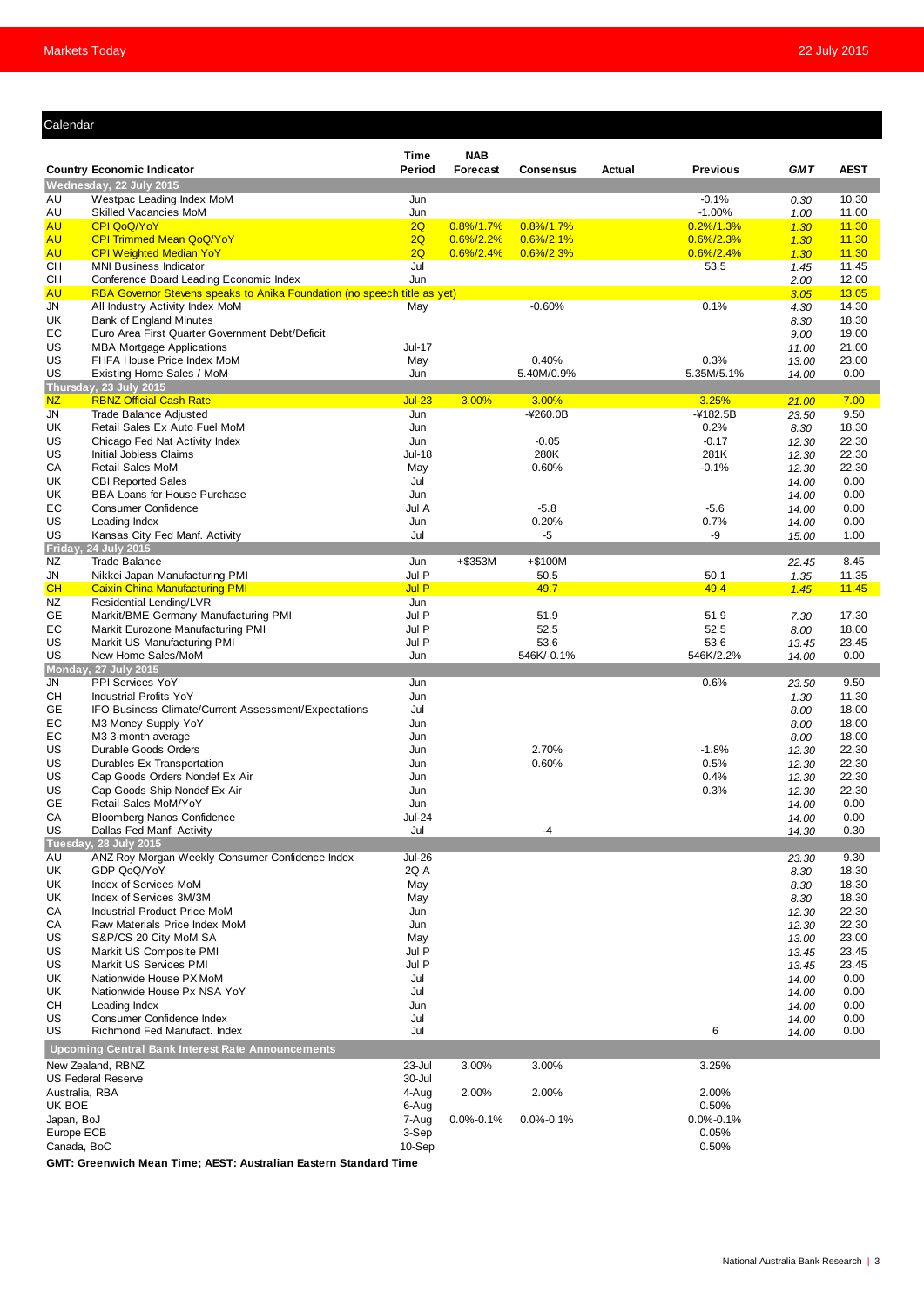## Calendar

| Country | Economic Indicator | Time Period | NAB Forecast | Consensus | Actual | Previous | GMT | AEST |
|---|---|---|---|---|---|---|---|---|
| **Wednesday, 22 July 2015** | | | | | | | | |
| AU | Westpac Leading Index MoM | Jun | | | | -0.1% | 0.30 | 10.30 |
| AU | Skilled Vacancies MoM | Jun | | | | -1.00% | 1.00 | 11.00 |
| AU | CPI QoQ/YoY | 2Q | 0.8%/1.7% | 0.8%/1.7% | | 0.2%/1.3% | 1.30 | 11.30 |
| AU | CPI Trimmed Mean QoQ/YoY | 2Q | 0.6%/2.2% | 0.6%/2.1% | | 0.6%/2.3% | 1.30 | 11.30 |
| AU | CPI Weighted Median YoY | 2Q | 0.6%/2.4% | 0.6%/2.3% | | 0.6%/2.4% | 1.30 | 11.30 |
| CH | MNI Business Indicator | Jul | | | | 53.5 | 1.45 | 11.45 |
| CH | Conference Board Leading Economic Index | Jun | | | | | 2.00 | 12.00 |
| AU | RBA Governor Stevens speaks to Anika Foundation (no speech title as yet) | | | | | | 3.05 | 13.05 |
| JN | All Industry Activity Index MoM | May | | -0.60% | | 0.1% | 4.30 | 14.30 |
| UK | Bank of England Minutes | | | | | | 8.30 | 18.30 |
| EC | Euro Area First Quarter Government Debt/Deficit | | | | | | 9.00 | 19.00 |
| US | MBA Mortgage Applications | Jul-17 | | | | | 11.00 | 21.00 |
| US | FHFA House Price Index MoM | May | | 0.40% | | 0.3% | 13.00 | 23.00 |
| US | Existing Home Sales / MoM | Jun | | 5.40M/0.9% | | 5.35M/5.1% | 14.00 | 0.00 |
| **Thursday, 23 July 2015** | | | | | | | | |
| NZ | RBNZ Official Cash Rate | Jul-23 | 3.00% | 3.00% | | 3.25% | 21.00 | 7.00 |
| JN | Trade Balance Adjusted | Jun | | -¥260.0B | | -¥182.5B | 23.50 | 9.50 |
| UK | Retail Sales Ex Auto Fuel MoM | Jun | | | | 0.2% | 8.30 | 18.30 |
| US | Chicago Fed Nat Activity Index | Jun | | -0.05 | | -0.17 | 12.30 | 22.30 |
| US | Initial Jobless Claims | Jul-18 | | 280K | | 281K | 12.30 | 22.30 |
| CA | Retail Sales MoM | May | | 0.60% | | -0.1% | 12.30 | 22.30 |
| UK | CBI Reported Sales | Jul | | | | | 14.00 | 0.00 |
| UK | BBA Loans for House Purchase | Jun | | | | | 14.00 | 0.00 |
| EC | Consumer Confidence | Jul A | | -5.8 | | -5.6 | 14.00 | 0.00 |
| US | Leading Index | Jun | | 0.20% | | 0.7% | 14.00 | 0.00 |
| US | Kansas City Fed Manf. Activity | Jul | | -5 | | -9 | 15.00 | 1.00 |
| **Friday, 24 July 2015** | | | | | | | | |
| NZ | Trade Balance | Jun | +$353M | +$100M | | | 22.45 | 8.45 |
| JN | Nikkei Japan Manufacturing PMI | Jul P | | 50.5 | | 50.1 | 1.35 | 11.35 |
| CH | Caixin China Manufacturing PMI | Jul P | | 49.7 | | 49.4 | 1.45 | 11.45 |
| NZ | Residential Lending/LVR | Jun | | | | | | |
| GE | Markit/BME Germany Manufacturing PMI | Jul P | | 51.9 | | 51.9 | 7.30 | 17.30 |
| EC | Markit Eurozone Manufacturing PMI | Jul P | | 52.5 | | 52.5 | 8.00 | 18.00 |
| US | Markit US Manufacturing PMI | Jul P | | 53.6 | | 53.6 | 13.45 | 23.45 |
| US | New Home Sales/MoM | Jun | | 546K/-0.1% | | 546K/2.2% | 14.00 | 0.00 |
| **Monday, 27 July 2015** | | | | | | | | |
| JN | PPI Services YoY | Jun | | | | 0.6% | 23.50 | 9.50 |
| CH | Industrial Profits YoY | Jun | | | | | 1.30 | 11.30 |
| GE | IFO Business Climate/Current Assessment/Expectations | Jul | | | | | 8.00 | 18.00 |
| EC | M3 Money Supply YoY | Jun | | | | | 8.00 | 18.00 |
| EC | M3 3-month average | Jun | | | | | 8.00 | 18.00 |
| US | Durable Goods Orders | Jun | | 2.70% | | -1.8% | 12.30 | 22.30 |
| US | Durables Ex Transportation | Jun | | 0.60% | | 0.5% | 12.30 | 22.30 |
| US | Cap Goods Orders Nondef Ex Air | Jun | | | | 0.4% | 12.30 | 22.30 |
| US | Cap Goods Ship Nondef Ex Air | Jun | | | | 0.3% | 12.30 | 22.30 |
| GE | Retail Sales MoM/YoY | Jun | | | | | 14.00 | 0.00 |
| CA | Bloomberg Nanos Confidence | Jul-24 | | | | | 14.00 | 0.00 |
| US | Dallas Fed Manf. Activity | Jul | | -4 | | | 14.30 | 0.30 |
| **Tuesday, 28 July 2015** | | | | | | | | |
| AU | ANZ Roy Morgan Weekly Consumer Confidence Index | Jul-26 | | | | | 23.30 | 9.30 |
| UK | GDP QoQ/YoY | 2Q A | | | | | 8.30 | 18.30 |
| UK | Index of Services MoM | May | | | | | 8.30 | 18.30 |
| UK | Index of Services 3M/3M | May | | | | | 8.30 | 18.30 |
| CA | Industrial Product Price MoM | Jun | | | | | 12.30 | 22.30 |
| CA | Raw Materials Price Index MoM | Jun | | | | | 12.30 | 22.30 |
| US | S&P/CS 20 City MoM SA | May | | | | | 13.00 | 23.00 |
| US | Markit US Composite PMI | Jul P | | | | | 13.45 | 23.45 |
| US | Markit US Services PMI | Jul P | | | | | 13.45 | 23.45 |
| UK | Nationwide House PX MoM | Jul | | | | | 14.00 | 0.00 |
| UK | Nationwide House Px NSA YoY | Jul | | | | | 14.00 | 0.00 |
| CH | Leading Index | Jun | | | | | 14.00 | 0.00 |
| US | Consumer Confidence Index | Jul | | | | | 14.00 | 0.00 |
| US | Richmond Fed Manufact. Index | Jul | | | | 6 | 14.00 | 0.00 |

### Upcoming Central Bank Interest Rate Announcements

| Central Bank | Date | NAB Forecast | Consensus | Previous |
|---|---|---|---|---|
| New Zealand, RBNZ | 23-Jul | 3.00% | 3.00% | 3.25% |
| US Federal Reserve | 30-Jul | | | |
| Australia, RBA | 4-Aug | 2.00% | 2.00% | 2.00% |
| UK BOE | 6-Aug | | | 0.50% |
| Japan, BoJ | 7-Aug | 0.0%-0.1% | 0.0%-0.1% | 0.0%-0.1% |
| Europe ECB | 3-Sep | | | 0.05% |
| Canada, BoC | 10-Sep | | | 0.50% |

**GMT: Greenwich Mean Time; AEST: Australian Eastern Standard Time**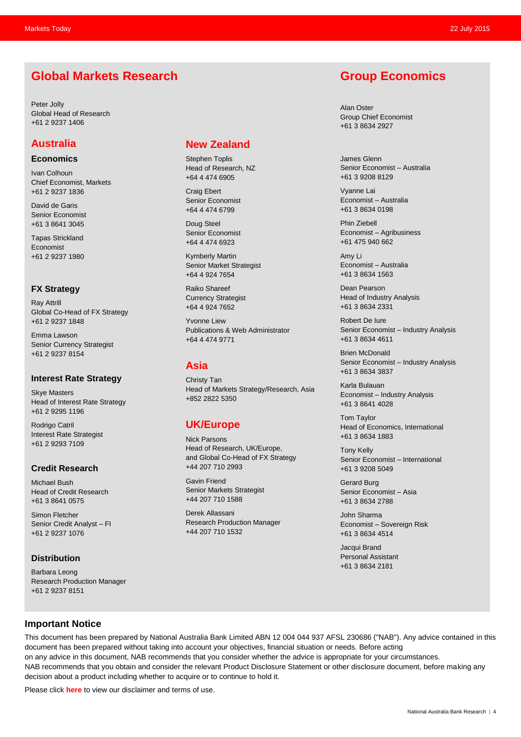## Global Markets Research

Peter Jolly
Global Head of Research
+61 2 9237 1406

### Australia

#### Economics

Ivan Colhoun
Chief Economist, Markets
+61 2 9237 1836

David de Garis
Senior Economist
+61 3 8641 3045

Tapas Strickland
Economist
+61 2 9237 1980

#### FX Strategy

Ray Attrill
Global Co-Head of FX Strategy
+61 2 9237 1848

Emma Lawson
Senior Currency Strategist
+61 2 9237 8154

#### Interest Rate Strategy

Skye Masters
Head of Interest Rate Strategy
+61 2 9295 1196

Rodrigo Catril
Interest Rate Strategist
+61 2 9293 7109

#### Credit Research

Michael Bush
Head of Credit Research
+61 3 8641 0575

Simon Fletcher
Senior Credit Analyst – FI
+61 2 9237 1076

#### Distribution

Barbara Leong
Research Production Manager
+61 2 9237 8151

### New Zealand

Stephen Toplis
Head of Research, NZ
+64 4 474 6905

Craig Ebert
Senior Economist
+64 4 474 6799

Doug Steel
Senior Economist
+64 4 474 6923

Kymberly Martin
Senior Market Strategist
+64 4 924 7654

Raiko Shareef
Currency Strategist
+64 4 924 7652

Yvonne Liew
Publications & Web Administrator
+64 4 474 9771

### Asia

Christy Tan
Head of Markets Strategy/Research, Asia
+852 2822 5350

### UK/Europe

Nick Parsons
Head of Research, UK/Europe,
and Global Co-Head of FX Strategy
+44 207 710 2993

Gavin Friend
Senior Markets Strategist
+44 207 710 1588

Derek Allassani
Research Production Manager
+44 207 710 1532

## Group Economics

Alan Oster
Group Chief Economist
+61 3 8634 2927

James Glenn
Senior Economist – Australia
+61 3 9208 8129

Vyanne Lai
Economist – Australia
+61 3 8634 0198

Phin Ziebell
Economist – Agribusiness
+61 475 940 662

Amy Li
Economist – Australia
+61 3 8634 1563

Dean Pearson
Head of Industry Analysis
+61 3 8634 2331

Robert De Iure
Senior Economist – Industry Analysis
+61 3 8634 4611

Brien McDonald
Senior Economist – Industry Analysis
+61 3 8634 3837

Karla Bulauan
Economist – Industry Analysis
+61 3 8641 4028

Tom Taylor
Head of Economics, International
+61 3 8634 1883

Tony Kelly
Senior Economist – International
+61 3 9208 5049

Gerard Burg
Senior Economist – Asia
+61 3 8634 2788

John Sharma
Economist – Sovereign Risk
+61 3 8634 4514

Jacqui Brand
Personal Assistant
+61 3 8634 2181

### Important Notice

This document has been prepared by National Australia Bank Limited ABN 12 004 044 937 AFSL 230686 ("NAB"). Any advice contained in this document has been prepared without taking into account your objectives, financial situation or needs. Before acting on any advice in this document, NAB recommends that you consider whether the advice is appropriate for your circumstances. NAB recommends that you obtain and consider the relevant Product Disclosure Statement or other disclosure document, before making any decision about a product including whether to acquire or to continue to hold it.

Please click **here** to view our disclaimer and terms of use.